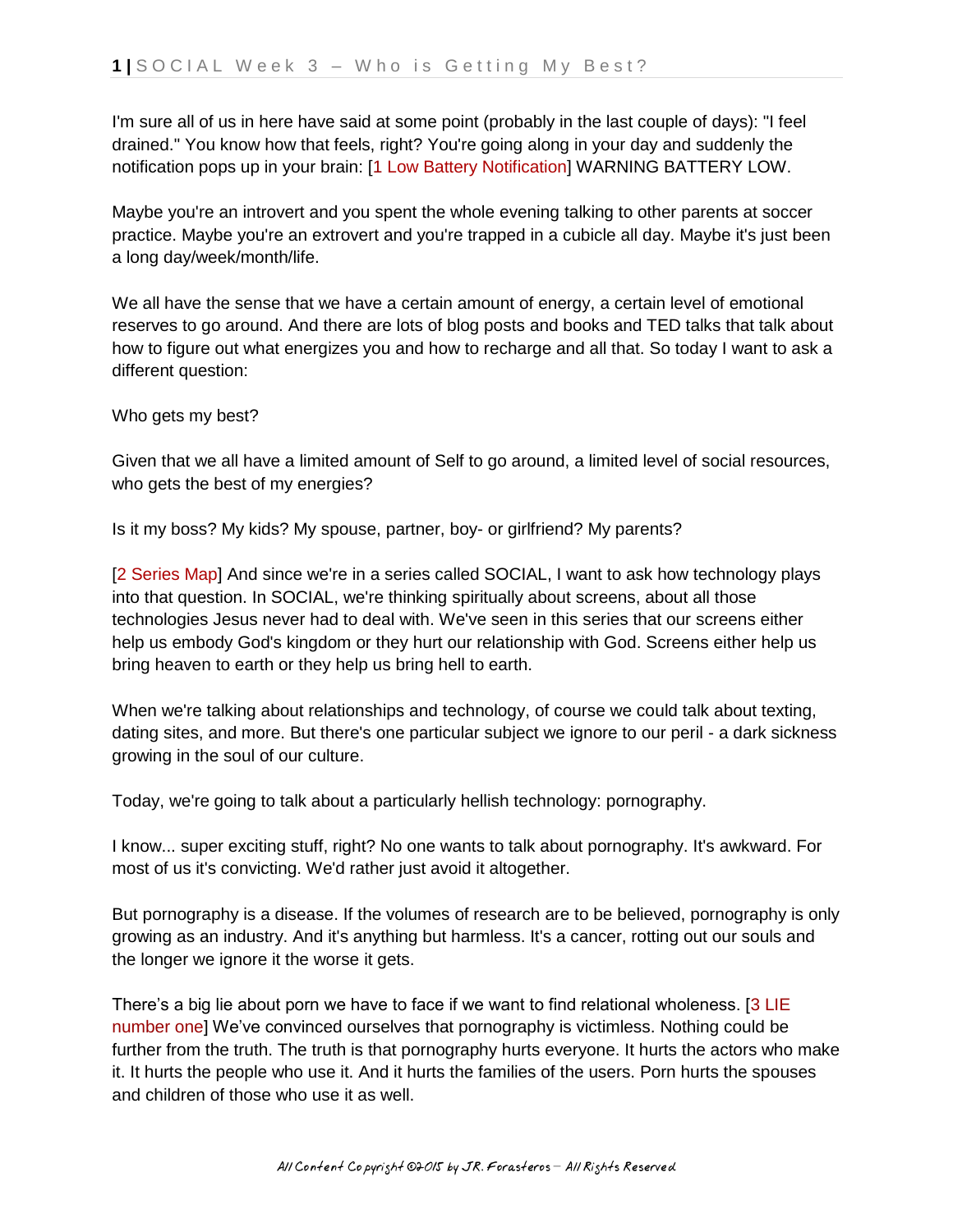I'm sure all of us in here have said at some point (probably in the last couple of days): "I feel drained." You know how that feels, right? You're going along in your day and suddenly the notification pops up in your brain: [1 Low Battery Notification] WARNING BATTERY LOW.

Maybe you're an introvert and you spent the whole evening talking to other parents at soccer practice. Maybe you're an extrovert and you're trapped in a cubicle all day. Maybe it's just been a long day/week/month/life.

We all have the sense that we have a certain amount of energy, a certain level of emotional reserves to go around. And there are lots of blog posts and books and TED talks that talk about how to figure out what energizes you and how to recharge and all that. So today I want to ask a different question:

Who gets my best?

Given that we all have a limited amount of Self to go around, a limited level of social resources, who gets the best of my energies?

Is it my boss? My kids? My spouse, partner, boy- or girlfriend? My parents?

[2 Series Map] And since we're in a series called SOCIAL, I want to ask how technology plays into that question. In SOCIAL, we're thinking spiritually about screens, about all those technologies Jesus never had to deal with. We've seen in this series that our screens either help us embody God's kingdom or they hurt our relationship with God. Screens either help us bring heaven to earth or they help us bring hell to earth.

When we're talking about relationships and technology, of course we could talk about texting, dating sites, and more. But there's one particular subject we ignore to our peril - a dark sickness growing in the soul of our culture.

Today, we're going to talk about a particularly hellish technology: pornography.

I know... super exciting stuff, right? No one wants to talk about pornography. It's awkward. For most of us it's convicting. We'd rather just avoid it altogether.

But pornography is a disease. If the volumes of research are to be believed, pornography is only growing as an industry. And it's anything but harmless. It's a cancer, rotting out our souls and the longer we ignore it the worse it gets.

There's a big lie about porn we have to face if we want to find relational wholeness. [3 LIE number one] We've convinced ourselves that pornography is victimless. Nothing could be further from the truth. The truth is that pornography hurts everyone. It hurts the actors who make it. It hurts the people who use it. And it hurts the families of the users. Porn hurts the spouses and children of those who use it as well.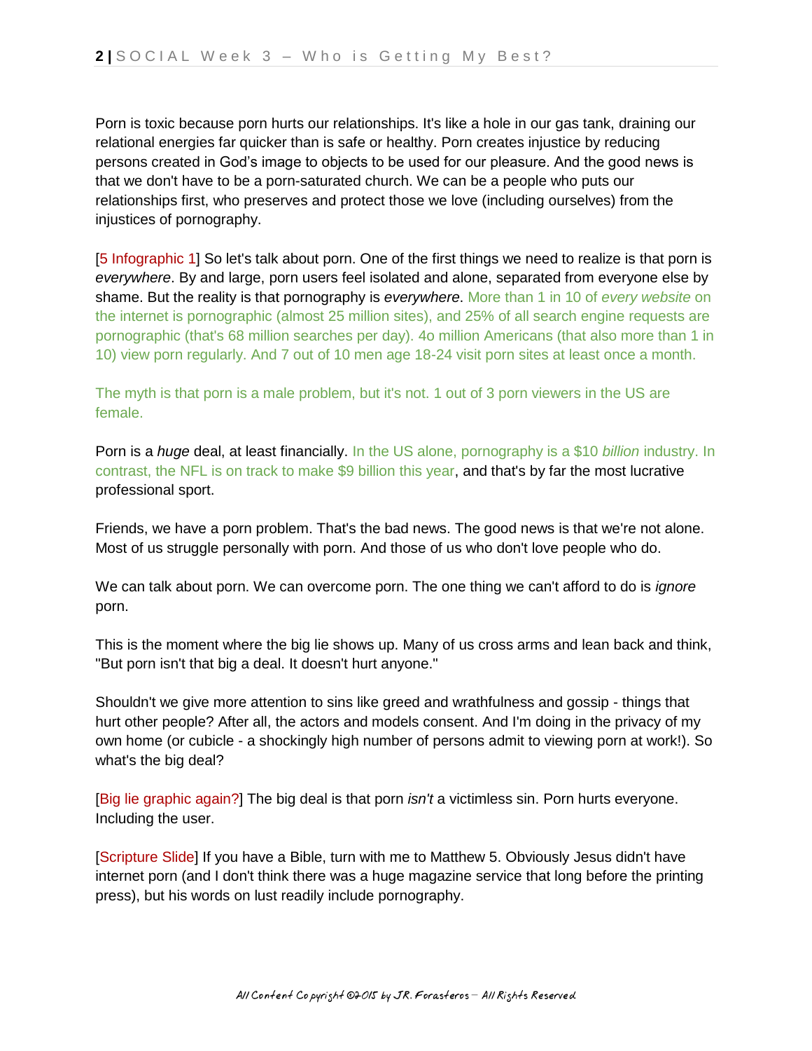Porn is toxic because porn hurts our relationships. It's like a hole in our gas tank, draining our relational energies far quicker than is safe or healthy. Porn creates injustice by reducing persons created in God's image to objects to be used for our pleasure. And the good news is that we don't have to be a porn-saturated church. We can be a people who puts our relationships first, who preserves and protect those we love (including ourselves) from the injustices of pornography.

[5 Infographic 1] So let's talk about porn. One of the first things we need to realize is that porn is *everywhere*. By and large, porn users feel isolated and alone, separated from everyone else by shame. But the reality is that pornography is *everywhere*. More than 1 in 10 of *every website* on the internet is pornographic (almost 25 million sites), and 25% of all search engine requests are pornographic (that's 68 million searches per day). 4o million Americans (that also more than 1 in 10) view porn regularly. And 7 out of 10 men age 18-24 visit porn sites at least once a month.

The myth is that porn is a male problem, but it's not. 1 out of 3 porn viewers in the US are female.

Porn is a *huge* deal, at least financially. In the US alone, pornography is a $10 *billion* industry. In contrast, the NFL is on track to make $9 billion this year, and that's by far the most lucrative professional sport.

Friends, we have a porn problem. That's the bad news. The good news is that we're not alone. Most of us struggle personally with porn. And those of us who don't love people who do.

We can talk about porn. We can overcome porn. The one thing we can't afford to do is *ignore* porn.

This is the moment where the big lie shows up. Many of us cross arms and lean back and think, "But porn isn't that big a deal. It doesn't hurt anyone."

Shouldn't we give more attention to sins like greed and wrathfulness and gossip - things that hurt other people? After all, the actors and models consent. And I'm doing in the privacy of my own home (or cubicle - a shockingly high number of persons admit to viewing porn at work!). So what's the big deal?

[Big lie graphic again?] The big deal is that porn *isn't* a victimless sin. Porn hurts everyone. Including the user.

[Scripture Slide] If you have a Bible, turn with me to Matthew 5. Obviously Jesus didn't have internet porn (and I don't think there was a huge magazine service that long before the printing press), but his words on lust readily include pornography.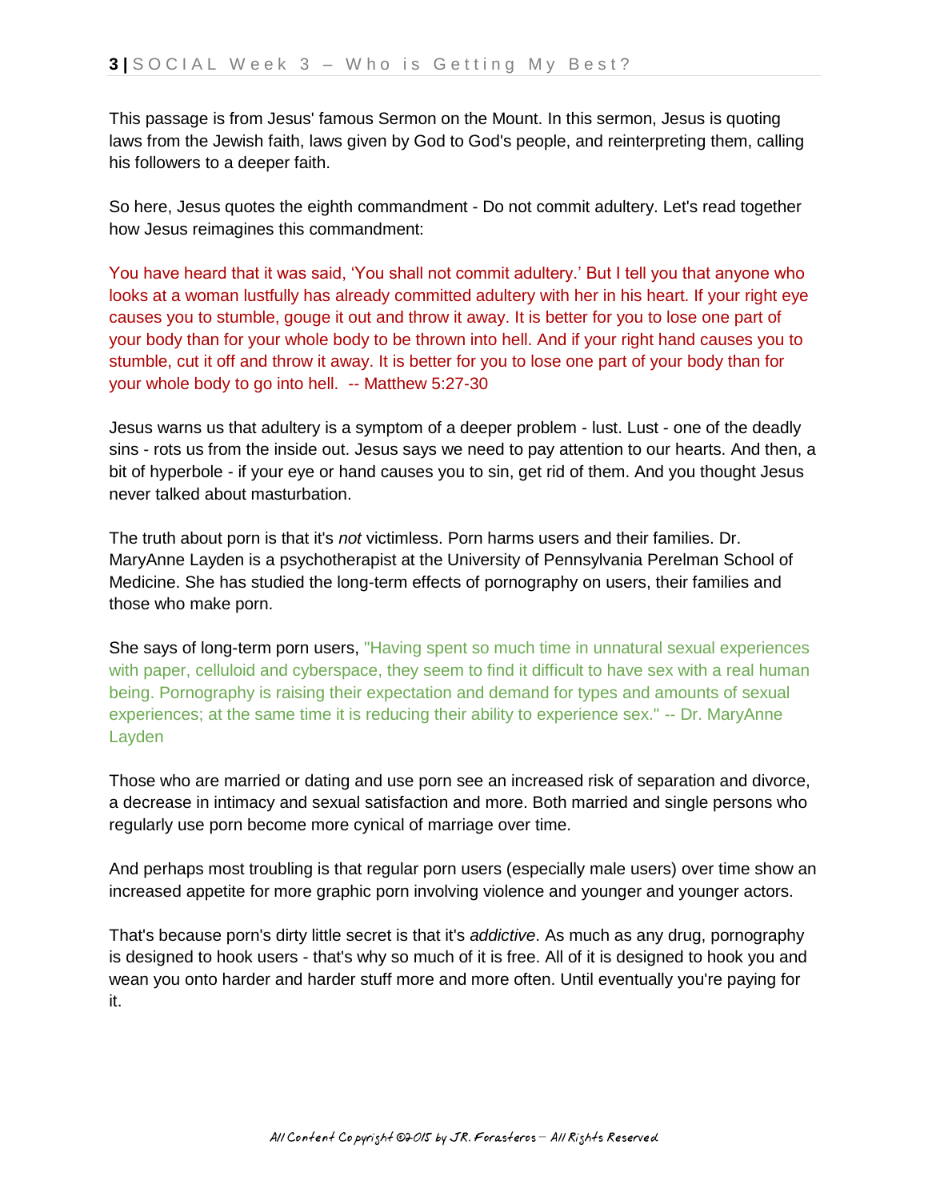This passage is from Jesus' famous Sermon on the Mount. In this sermon, Jesus is quoting laws from the Jewish faith, laws given by God to God's people, and reinterpreting them, calling his followers to a deeper faith.

So here, Jesus quotes the eighth commandment - Do not commit adultery. Let's read together how Jesus reimagines this commandment:

You have heard that it was said, 'You shall not commit adultery.' But I tell you that anyone who looks at a woman lustfully has already committed adultery with her in his heart. If your right eye causes you to stumble, gouge it out and throw it away. It is better for you to lose one part of your body than for your whole body to be thrown into hell. And if your right hand causes you to stumble, cut it off and throw it away. It is better for you to lose one part of your body than for your whole body to go into hell. -- Matthew 5:27-30

Jesus warns us that adultery is a symptom of a deeper problem - lust. Lust - one of the deadly sins - rots us from the inside out. Jesus says we need to pay attention to our hearts. And then, a bit of hyperbole - if your eye or hand causes you to sin, get rid of them. And you thought Jesus never talked about masturbation.

The truth about porn is that it's *not* victimless. Porn harms users and their families. Dr. MaryAnne Layden is a psychotherapist at the University of Pennsylvania Perelman School of Medicine. She has studied the long-term effects of pornography on users, their families and those who make porn.

She says of long-term porn users, "Having spent so much time in unnatural sexual experiences with paper, celluloid and cyberspace, they seem to find it difficult to have sex with a real human being. Pornography is raising their expectation and demand for types and amounts of sexual experiences; at the same time it is reducing their ability to experience sex." -- Dr. MaryAnne Layden

Those who are married or dating and use porn see an increased risk of separation and divorce, a decrease in intimacy and sexual satisfaction and more. Both married and single persons who regularly use porn become more cynical of marriage over time.

And perhaps most troubling is that regular porn users (especially male users) over time show an increased appetite for more graphic porn involving violence and younger and younger actors.

That's because porn's dirty little secret is that it's *addictive*. As much as any drug, pornography is designed to hook users - that's why so much of it is free. All of it is designed to hook you and wean you onto harder and harder stuff more and more often. Until eventually you're paying for it.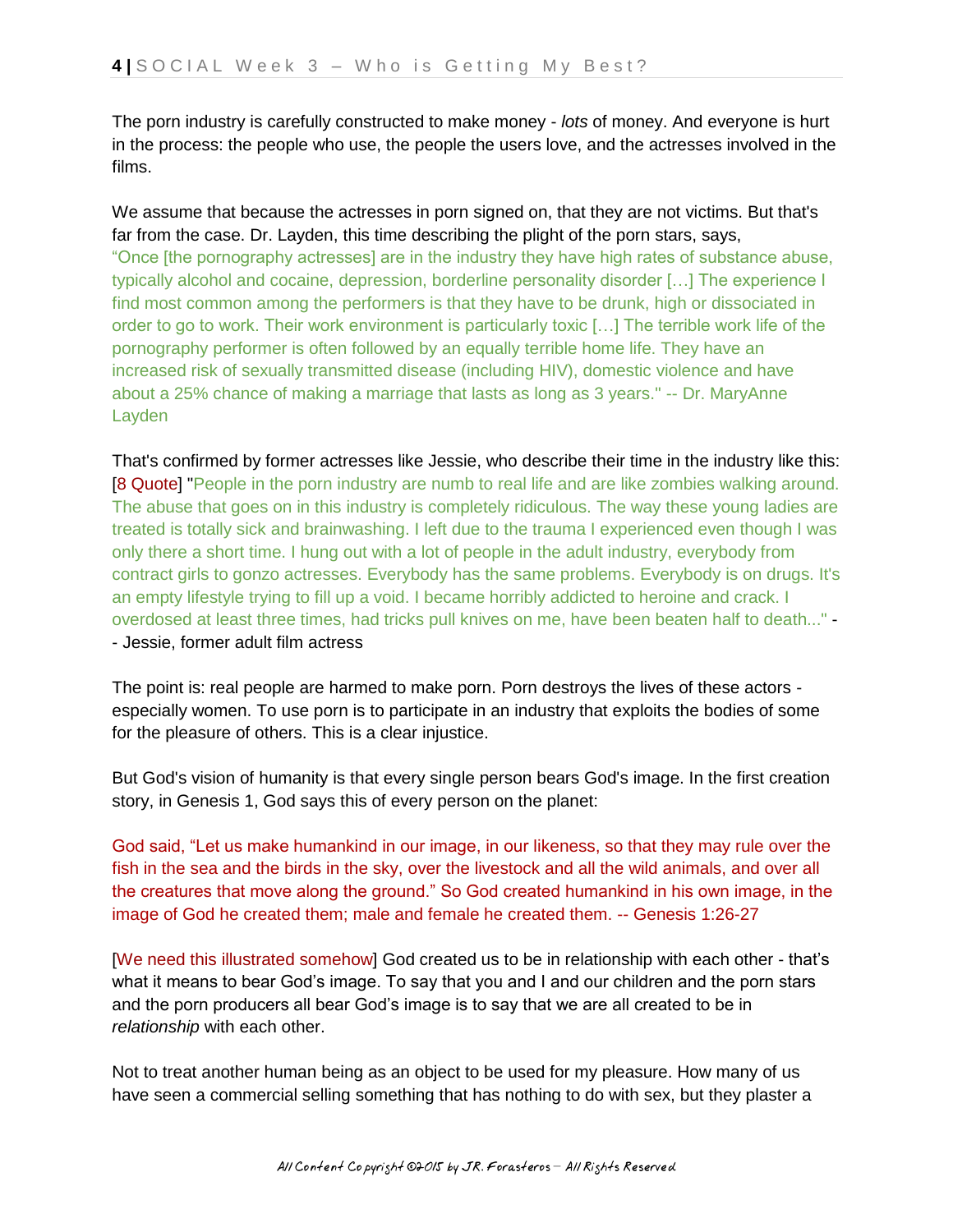The porn industry is carefully constructed to make money - *lots* of money. And everyone is hurt in the process: the people who use, the people the users love, and the actresses involved in the films.

We assume that because the actresses in porn signed on, that they are not victims. But that's far from the case. Dr. Layden, this time describing the plight of the porn stars, says,
"Once [the pornography actresses] are in the industry they have high rates of substance abuse, typically alcohol and cocaine, depression, borderline personality disorder […] The experience I find most common among the performers is that they have to be drunk, high or dissociated in order to go to work. Their work environment is particularly toxic […] The terrible work life of the pornography performer is often followed by an equally terrible home life. They have an increased risk of sexually transmitted disease (including HIV), domestic violence and have about a 25% chance of making a marriage that lasts as long as 3 years." -- Dr. MaryAnne Layden

That's confirmed by former actresses like Jessie, who describe their time in the industry like this: [8 Quote] "People in the porn industry are numb to real life and are like zombies walking around. The abuse that goes on in this industry is completely ridiculous. The way these young ladies are treated is totally sick and brainwashing. I left due to the trauma I experienced even though I was only there a short time. I hung out with a lot of people in the adult industry, everybody from contract girls to gonzo actresses. Everybody has the same problems. Everybody is on drugs. It's an empty lifestyle trying to fill up a void. I became horribly addicted to heroine and crack. I overdosed at least three times, had tricks pull knives on me, have been beaten half to death..." -- Jessie, former adult film actress

The point is: real people are harmed to make porn. Porn destroys the lives of these actors - especially women. To use porn is to participate in an industry that exploits the bodies of some for the pleasure of others. This is a clear injustice.

But God's vision of humanity is that every single person bears God's image. In the first creation story, in Genesis 1, God says this of every person on the planet:

God said, "Let us make humankind in our image, in our likeness, so that they may rule over the fish in the sea and the birds in the sky, over the livestock and all the wild animals, and over all the creatures that move along the ground." So God created humankind in his own image, in the image of God he created them; male and female he created them. -- Genesis 1:26-27

[We need this illustrated somehow] God created us to be in relationship with each other - that's what it means to bear God's image. To say that you and I and our children and the porn stars and the porn producers all bear God's image is to say that we are all created to be in *relationship* with each other.

Not to treat another human being as an object to be used for my pleasure. How many of us have seen a commercial selling something that has nothing to do with sex, but they plaster a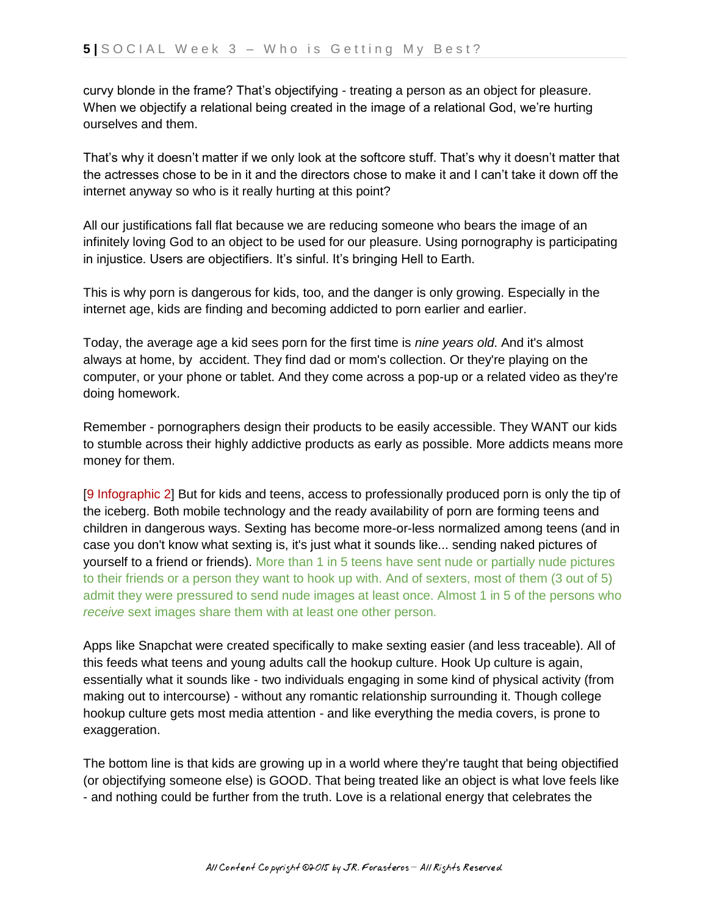curvy blonde in the frame? That's objectifying - treating a person as an object for pleasure. When we objectify a relational being created in the image of a relational God, we're hurting ourselves and them.

That's why it doesn't matter if we only look at the softcore stuff. That's why it doesn't matter that the actresses chose to be in it and the directors chose to make it and I can't take it down off the internet anyway so who is it really hurting at this point?

All our justifications fall flat because we are reducing someone who bears the image of an infinitely loving God to an object to be used for our pleasure. Using pornography is participating in injustice. Users are objectifiers. It's sinful. It's bringing Hell to Earth.

This is why porn is dangerous for kids, too, and the danger is only growing. Especially in the internet age, kids are finding and becoming addicted to porn earlier and earlier.

Today, the average age a kid sees porn for the first time is *nine years old*. And it's almost always at home, by accident. They find dad or mom's collection. Or they're playing on the computer, or your phone or tablet. And they come across a pop-up or a related video as they're doing homework.

Remember - pornographers design their products to be easily accessible. They WANT our kids to stumble across their highly addictive products as early as possible. More addicts means more money for them.

[9 Infographic 2] But for kids and teens, access to professionally produced porn is only the tip of the iceberg. Both mobile technology and the ready availability of porn are forming teens and children in dangerous ways. Sexting has become more-or-less normalized among teens (and in case you don't know what sexting is, it's just what it sounds like... sending naked pictures of yourself to a friend or friends). More than 1 in 5 teens have sent nude or partially nude pictures to their friends or a person they want to hook up with. And of sexters, most of them (3 out of 5) admit they were pressured to send nude images at least once. Almost 1 in 5 of the persons who *receive* sext images share them with at least one other person.

Apps like Snapchat were created specifically to make sexting easier (and less traceable). All of this feeds what teens and young adults call the hookup culture. Hook Up culture is again, essentially what it sounds like - two individuals engaging in some kind of physical activity (from making out to intercourse) - without any romantic relationship surrounding it. Though college hookup culture gets most media attention - and like everything the media covers, is prone to exaggeration.

The bottom line is that kids are growing up in a world where they're taught that being objectified (or objectifying someone else) is GOOD. That being treated like an object is what love feels like - and nothing could be further from the truth. Love is a relational energy that celebrates the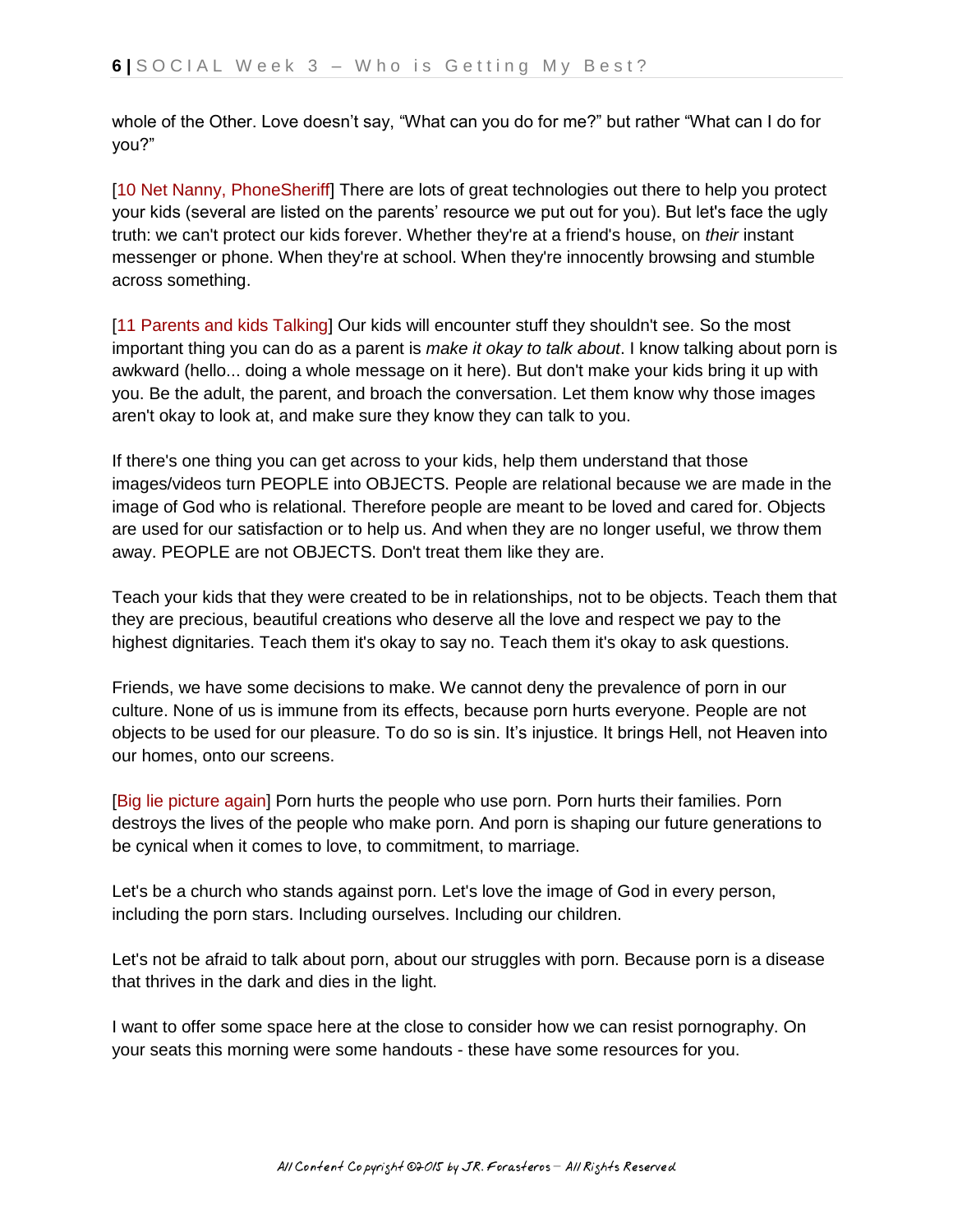whole of the Other. Love doesn't say, "What can you do for me?" but rather "What can I do for you?"

[10 Net Nanny, PhoneSheriff] There are lots of great technologies out there to help you protect your kids (several are listed on the parents' resource we put out for you). But let's face the ugly truth: we can't protect our kids forever. Whether they're at a friend's house, on *their* instant messenger or phone. When they're at school. When they're innocently browsing and stumble across something.

[11 Parents and kids Talking] Our kids will encounter stuff they shouldn't see. So the most important thing you can do as a parent is *make it okay to talk about*. I know talking about porn is awkward (hello... doing a whole message on it here). But don't make your kids bring it up with you. Be the adult, the parent, and broach the conversation. Let them know why those images aren't okay to look at, and make sure they know they can talk to you.

If there's one thing you can get across to your kids, help them understand that those images/videos turn PEOPLE into OBJECTS. People are relational because we are made in the image of God who is relational. Therefore people are meant to be loved and cared for. Objects are used for our satisfaction or to help us. And when they are no longer useful, we throw them away. PEOPLE are not OBJECTS. Don't treat them like they are.

Teach your kids that they were created to be in relationships, not to be objects. Teach them that they are precious, beautiful creations who deserve all the love and respect we pay to the highest dignitaries. Teach them it's okay to say no. Teach them it's okay to ask questions.

Friends, we have some decisions to make. We cannot deny the prevalence of porn in our culture. None of us is immune from its effects, because porn hurts everyone. People are not objects to be used for our pleasure. To do so is sin. It's injustice. It brings Hell, not Heaven into our homes, onto our screens.

[Big lie picture again] Porn hurts the people who use porn. Porn hurts their families. Porn destroys the lives of the people who make porn. And porn is shaping our future generations to be cynical when it comes to love, to commitment, to marriage.

Let's be a church who stands against porn. Let's love the image of God in every person, including the porn stars. Including ourselves. Including our children.

Let's not be afraid to talk about porn, about our struggles with porn. Because porn is a disease that thrives in the dark and dies in the light.

I want to offer some space here at the close to consider how we can resist pornography. On your seats this morning were some handouts - these have some resources for you.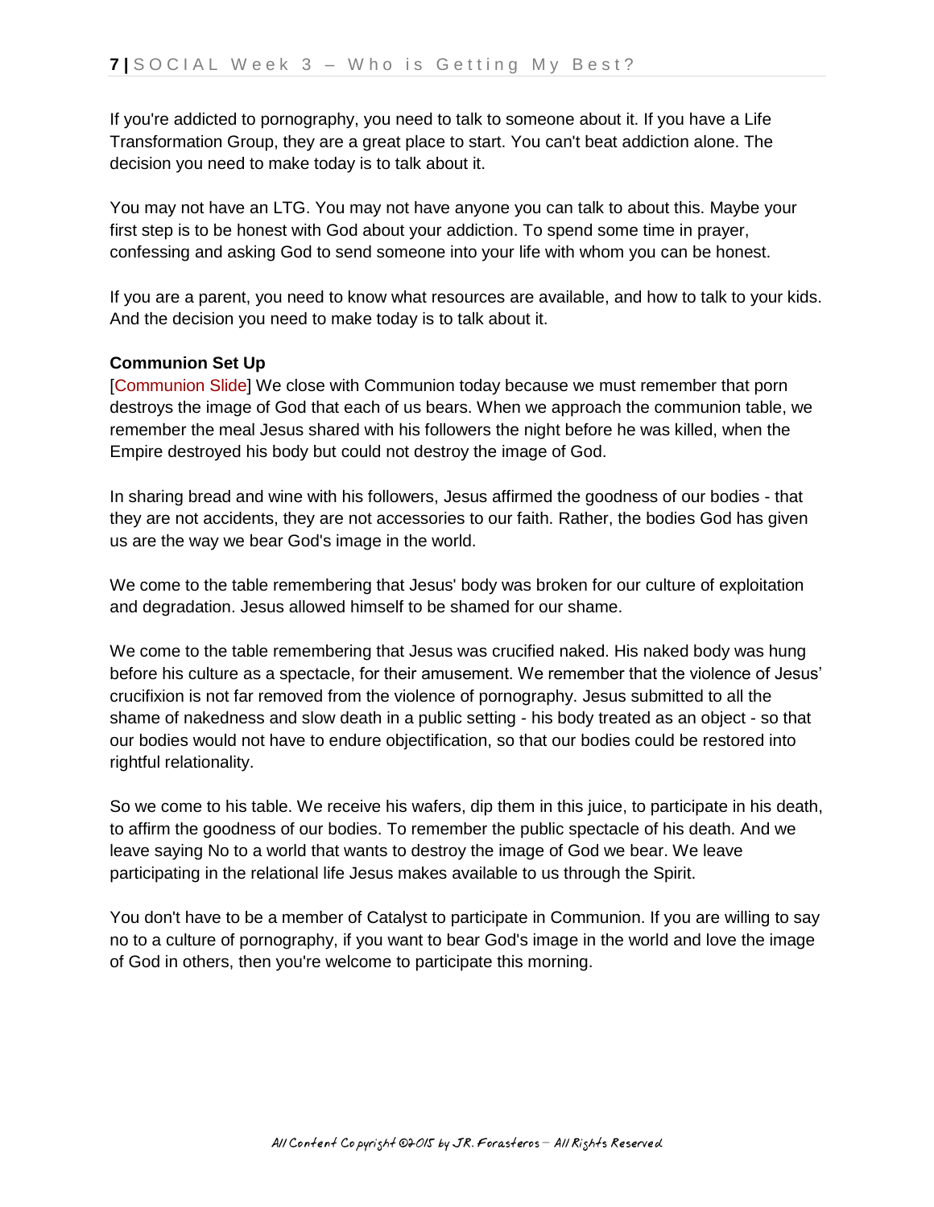If you're addicted to pornography, you need to talk to someone about it. If you have a Life Transformation Group, they are a great place to start. You can't beat addiction alone. The decision you need to make today is to talk about it.

You may not have an LTG. You may not have anyone you can talk to about this. Maybe your first step is to be honest with God about your addiction. To spend some time in prayer, confessing and asking God to send someone into your life with whom you can be honest.

If you are a parent, you need to know what resources are available, and how to talk to your kids. And the decision you need to make today is to talk about it.

**Communion Set Up**

[Communion Slide] We close with Communion today because we must remember that porn destroys the image of God that each of us bears. When we approach the communion table, we remember the meal Jesus shared with his followers the night before he was killed, when the Empire destroyed his body but could not destroy the image of God.

In sharing bread and wine with his followers, Jesus affirmed the goodness of our bodies - that they are not accidents, they are not accessories to our faith. Rather, the bodies God has given us are the way we bear God's image in the world.

We come to the table remembering that Jesus' body was broken for our culture of exploitation and degradation. Jesus allowed himself to be shamed for our shame.

We come to the table remembering that Jesus was crucified naked. His naked body was hung before his culture as a spectacle, for their amusement. We remember that the violence of Jesus' crucifixion is not far removed from the violence of pornography. Jesus submitted to all the shame of nakedness and slow death in a public setting - his body treated as an object - so that our bodies would not have to endure objectification, so that our bodies could be restored into rightful relationality.

So we come to his table. We receive his wafers, dip them in this juice, to participate in his death, to affirm the goodness of our bodies. To remember the public spectacle of his death. And we leave saying No to a world that wants to destroy the image of God we bear. We leave participating in the relational life Jesus makes available to us through the Spirit.

You don't have to be a member of Catalyst to participate in Communion. If you are willing to say no to a culture of pornography, if you want to bear God's image in the world and love the image of God in others, then you're welcome to participate this morning.